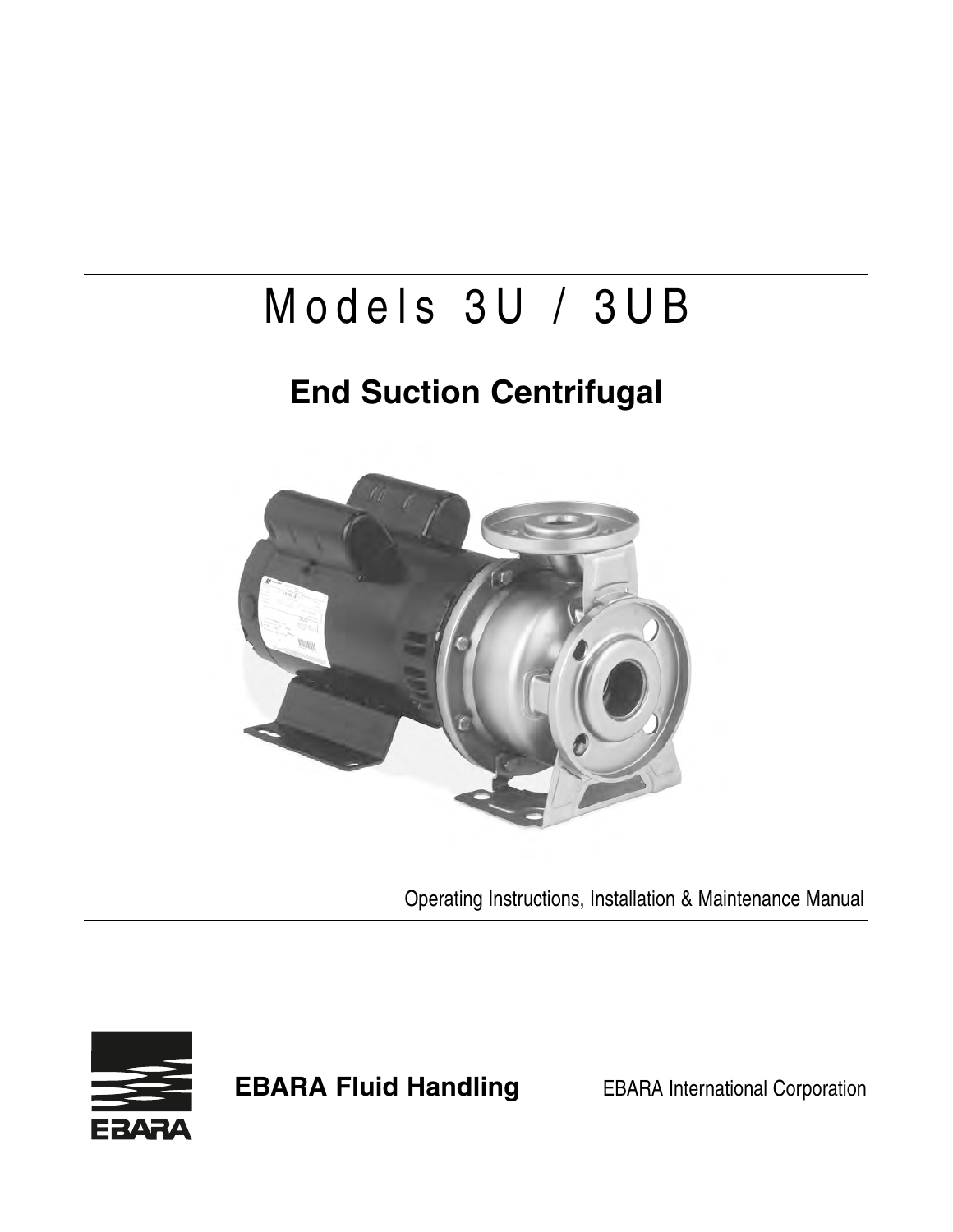# Models 3U / 3UB

## End Suction Centrifugal

Operating Instructions, Installation & Maintenance Manual

**EBARA Fluid Handling**

EBARA International Corporation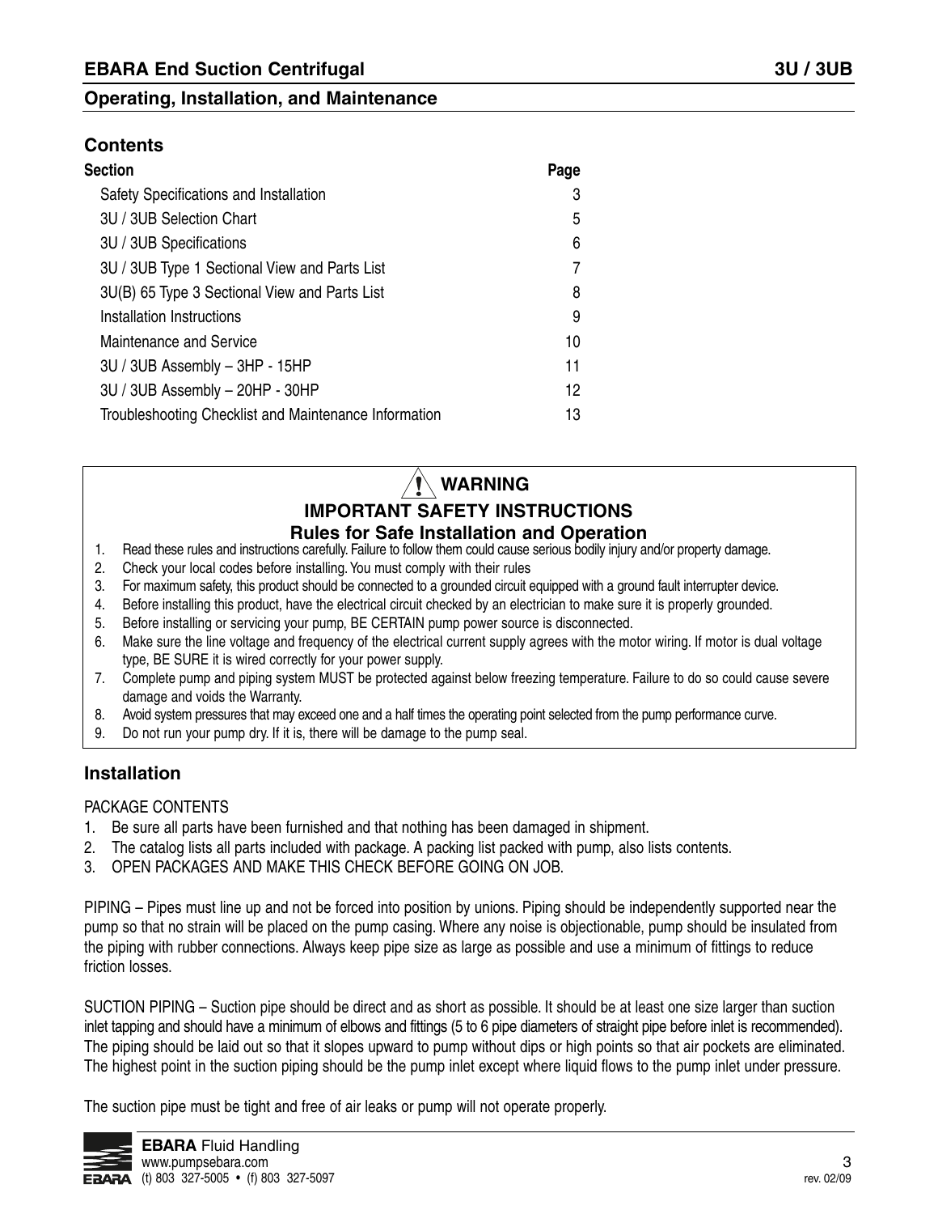## Contents

| Section | Page |
|---|---|
| Safety Specifications and Installation | 3 |
| 3U / 3UB Selection Chart | 5 |
| 3U / 3UB Specifications | 6 |
| 3U / 3UB Type 1 Sectional View and Parts List | 7 |
| 3U(B) 65 Type 3 Sectional View and Parts List | 8 |
| Installation Instructions | 9 |
| Maintenance and Service | 10 |
| 3U / 3UB Assembly – 3HP - 15HP | 11 |
| 3U / 3UB Assembly – 20HP - 30HP | 12 |
| Troubleshooting Checklist and Maintenance Information | 13 |

### ⚠ WARNING

### IMPORTANT SAFETY INSTRUCTIONS

### Rules for Safe Installation and Operation

1. Read these rules and instructions carefully. Failure to follow them could cause serious bodily injury and/or property damage.
2. Check your local codes before installing. You must comply with their rules
3. For maximum safety, this product should be connected to a grounded circuit equipped with a ground fault interrupter device.
4. Before installing this product, have the electrical circuit checked by an electrician to make sure it is properly grounded.
5. Before installing or servicing your pump, BE CERTAIN pump power source is disconnected.
6. Make sure the line voltage and frequency of the electrical current supply agrees with the motor wiring. If motor is dual voltage type, BE SURE it is wired correctly for your power supply.
7. Complete pump and piping system MUST be protected against below freezing temperature. Failure to do so could cause severe damage and voids the Warranty.
8. Avoid system pressures that may exceed one and a half times the operating point selected from the pump performance curve.
9. Do not run your pump dry. If it is, there will be damage to the pump seal.

## Installation

PACKAGE CONTENTS

1. Be sure all parts have been furnished and that nothing has been damaged in shipment.
2. The catalog lists all parts included with package. A packing list packed with pump, also lists contents.
3. OPEN PACKAGES AND MAKE THIS CHECK BEFORE GOING ON JOB.

PIPING – Pipes must line up and not be forced into position by unions. Piping should be independently supported near the pump so that no strain will be placed on the pump casing. Where any noise is objectionable, pump should be insulated from the piping with rubber connections. Always keep pipe size as large as possible and use a minimum of fittings to reduce friction losses.

SUCTION PIPING – Suction pipe should be direct and as short as possible. It should be at least one size larger than suction inlet tapping and should have a minimum of elbows and fittings (5 to 6 pipe diameters of straight pipe before inlet is recommended). The piping should be laid out so that it slopes upward to pump without dips or high points so that air pockets are eliminated. The highest point in the suction piping should be the pump inlet except where liquid flows to the pump inlet under pressure.

The suction pipe must be tight and free of air leaks or pump will not operate properly.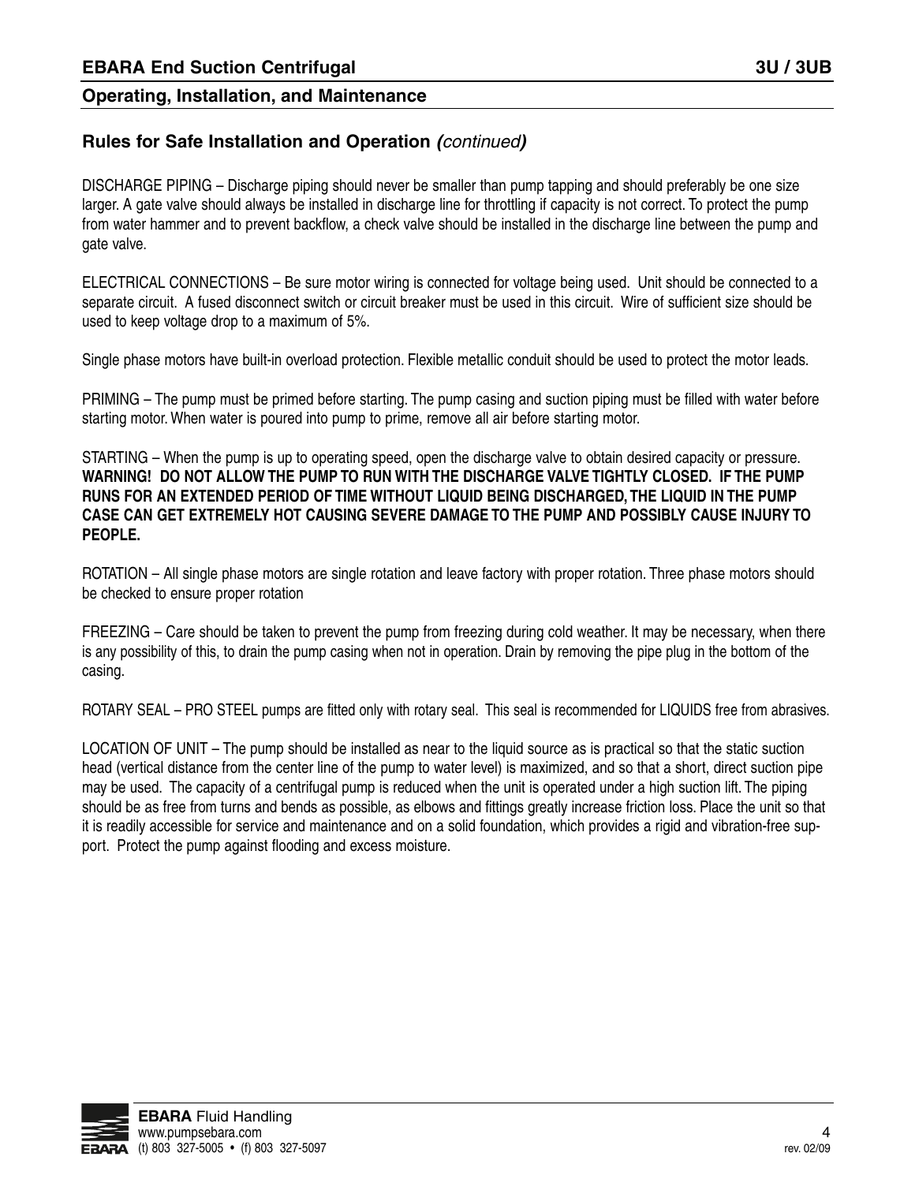## Rules for Safe Installation and Operation *(continued)*

DISCHARGE PIPING – Discharge piping should never be smaller than pump tapping and should preferably be one size larger. A gate valve should always be installed in discharge line for throttling if capacity is not correct. To protect the pump from water hammer and to prevent backflow, a check valve should be installed in the discharge line between the pump and gate valve.

ELECTRICAL CONNECTIONS – Be sure motor wiring is connected for voltage being used. Unit should be connected to a separate circuit. A fused disconnect switch or circuit breaker must be used in this circuit. Wire of sufficient size should be used to keep voltage drop to a maximum of 5%.

Single phase motors have built-in overload protection. Flexible metallic conduit should be used to protect the motor leads.

PRIMING – The pump must be primed before starting. The pump casing and suction piping must be filled with water before starting motor. When water is poured into pump to prime, remove all air before starting motor.

STARTING – When the pump is up to operating speed, open the discharge valve to obtain desired capacity or pressure. **WARNING! DO NOT ALLOW THE PUMP TO RUN WITH THE DISCHARGE VALVE TIGHTLY CLOSED. IF THE PUMP RUNS FOR AN EXTENDED PERIOD OF TIME WITHOUT LIQUID BEING DISCHARGED, THE LIQUID IN THE PUMP CASE CAN GET EXTREMELY HOT CAUSING SEVERE DAMAGE TO THE PUMP AND POSSIBLY CAUSE INJURY TO PEOPLE.**

ROTATION – All single phase motors are single rotation and leave factory with proper rotation. Three phase motors should be checked to ensure proper rotation

FREEZING – Care should be taken to prevent the pump from freezing during cold weather. It may be necessary, when there is any possibility of this, to drain the pump casing when not in operation. Drain by removing the pipe plug in the bottom of the casing.

ROTARY SEAL – PRO STEEL pumps are fitted only with rotary seal. This seal is recommended for LIQUIDS free from abrasives.

LOCATION OF UNIT – The pump should be installed as near to the liquid source as is practical so that the static suction head (vertical distance from the center line of the pump to water level) is maximized, and so that a short, direct suction pipe may be used. The capacity of a centrifugal pump is reduced when the unit is operated under a high suction lift. The piping should be as free from turns and bends as possible, as elbows and fittings greatly increase friction loss. Place the unit so that it is readily accessible for service and maintenance and on a solid foundation, which provides a rigid and vibration-free support. Protect the pump against flooding and excess moisture.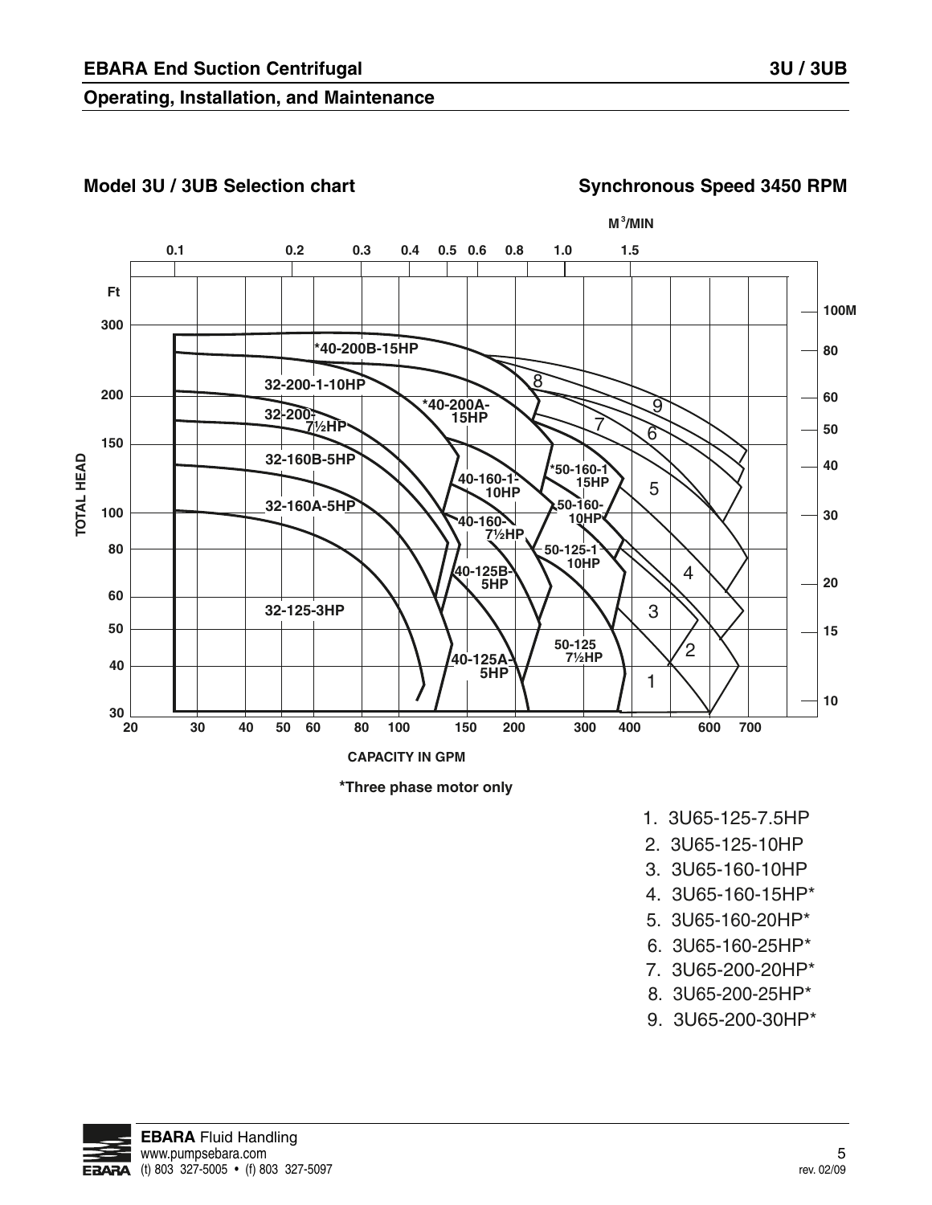## Model 3U / 3UB Selection chart

**Synchronous Speed 3450 RPM**

M³/MIN

0.1 0.2 0.3 0.4 0.5 0.6 0.8 1.0 1.5

Ft: 300, 200, 150, 100, 80, 60, 50, 40, 30

TOTAL HEAD

100M, 80, 60, 50, 40, 30, 20, 15, 10

*40-200B-15HP

32-200-1-10HP

*40-200A-15HP

32-200-7½HP

32-160B-5HP

40-160-1-10HP

*50-160-1 15HP

32-160A-5HP

50-160-10HP

40-160-7½HP

50-125-1 10HP

40-125B-5HP

32-125-3HP

50-125 7½HP

40-125A-5HP

20 30 40 50 60 80 100 150 200 300 400 600 700

CAPACITY IN GPM

**\*Three phase motor only**

1. 3U65-125-7.5HP
2. 3U65-125-10HP
3. 3U65-160-10HP
4. 3U65-160-15HP*
5. 3U65-160-20HP*
6. 3U65-160-25HP*
7. 3U65-200-20HP*
8. 3U65-200-25HP*
9. 3U65-200-30HP*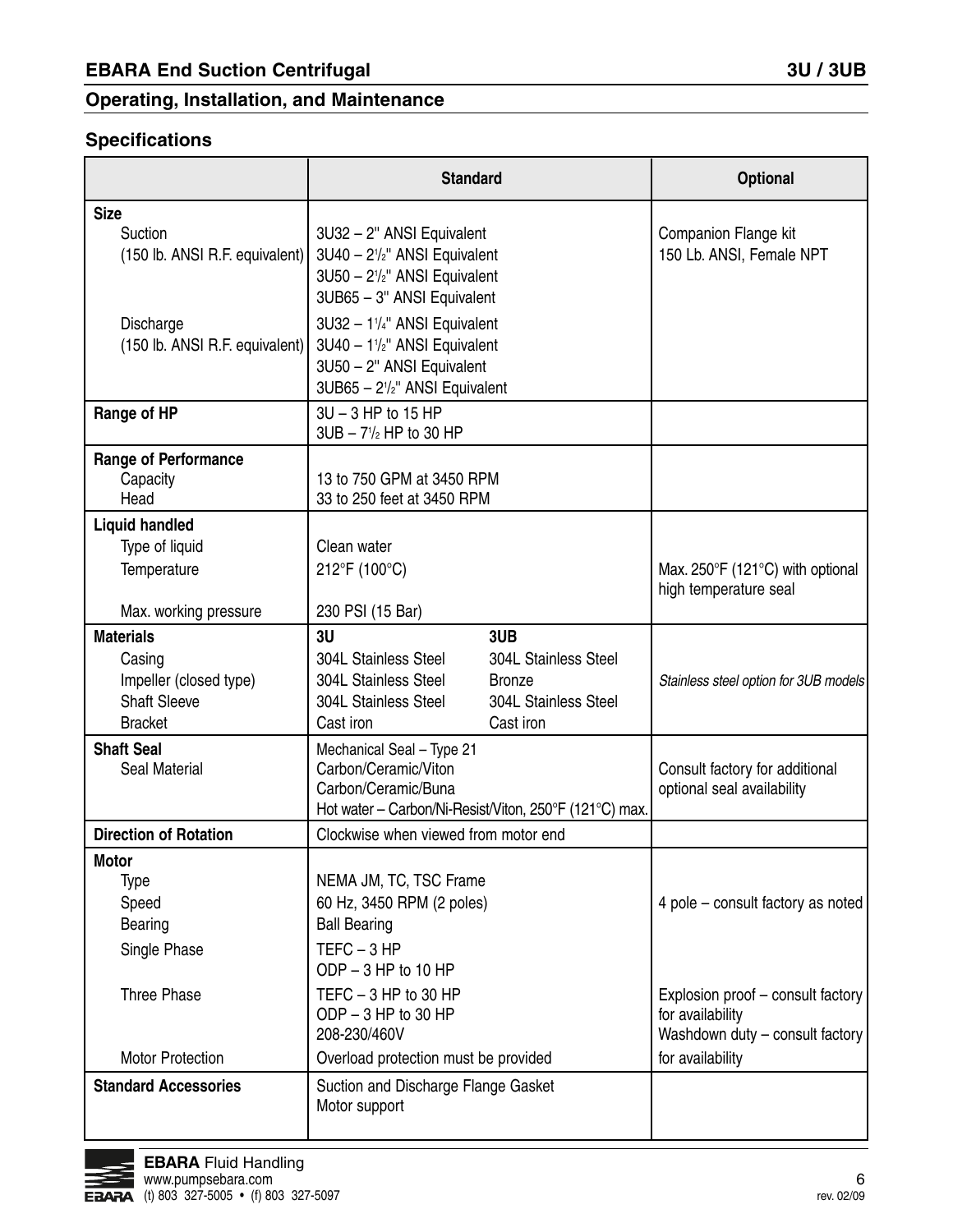## Specifications

| | Standard | | Optional |
|---|---|---|---|
| **Size** | | | |
| Suction (150 lb. ANSI R.F. equivalent) | 3U32 – 2" ANSI Equivalent<br>3U40 – 2½" ANSI Equivalent<br>3U50 – 2½" ANSI Equivalent<br>3UB65 – 3" ANSI Equivalent | | Companion Flange kit<br>150 Lb. ANSI, Female NPT |
| Discharge (150 lb. ANSI R.F. equivalent) | 3U32 – 1¼" ANSI Equivalent<br>3U40 – 1½" ANSI Equivalent<br>3U50 – 2" ANSI Equivalent<br>3UB65 – 2½" ANSI Equivalent | | |
| **Range of HP** | 3U – 3 HP to 15 HP<br>3UB – 7½ HP to 30 HP | | |
| **Range of Performance** | | | |
| Capacity | 13 to 750 GPM at 3450 RPM | | |
| Head | 33 to 250 feet at 3450 RPM | | |
| **Liquid handled** | | | |
| Type of liquid | Clean water | | |
| Temperature | 212°F (100°C) | | Max. 250°F (121°C) with optional high temperature seal |
| Max. working pressure | 230 PSI (15 Bar) | | |
| **Materials** | **3U** | **3UB** | |
| Casing | 304L Stainless Steel | 304L Stainless Steel | |
| Impeller (closed type) | 304L Stainless Steel | Bronze | *Stainless steel option for 3UB models* |
| Shaft Sleeve | 304L Stainless Steel | 304L Stainless Steel | |
| Bracket | Cast iron | Cast iron | |
| **Shaft Seal** | Mechanical Seal – Type 21 | | |
| Seal Material | Carbon/Ceramic/Viton<br>Carbon/Ceramic/Buna<br>Hot water – Carbon/Ni-Resist/Viton, 250°F (121°C) max. | | Consult factory for additional optional seal availability |
| **Direction of Rotation** | Clockwise when viewed from motor end | | |
| **Motor** | | | |
| Type | NEMA JM, TC, TSC Frame | | |
| Speed | 60 Hz, 3450 RPM (2 poles) | | 4 pole – consult factory as noted |
| Bearing | Ball Bearing | | |
| Single Phase | TEFC – 3 HP<br>ODP – 3 HP to 10 HP | | |
| Three Phase | TEFC – 3 HP to 30 HP<br>ODP – 3 HP to 30 HP<br>208-230/460V | | Explosion proof – consult factory for availability<br>Washdown duty – consult factory |
| Motor Protection | Overload protection must be provided | | for availability |
| **Standard Accessories** | Suction and Discharge Flange Gasket<br>Motor support | | |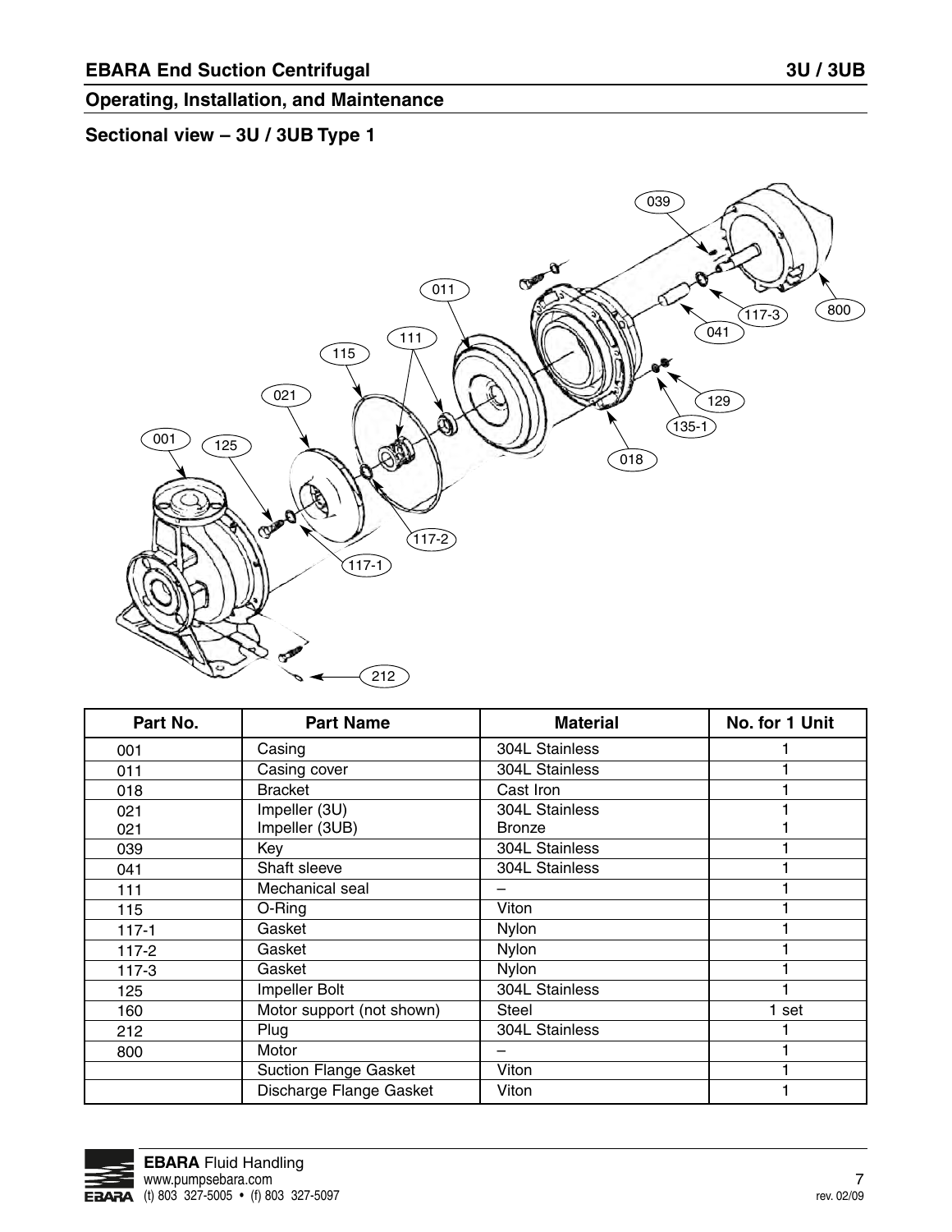## Sectional view – 3U / 3UB Type 1

| Part No. | Part Name | Material | No. for 1 Unit |
|---|---|---|---|
| 001 | Casing | 304L Stainless | 1 |
| 011 | Casing cover | 304L Stainless | 1 |
| 018 | Bracket | Cast Iron | 1 |
| 021 | Impeller (3U) | 304L Stainless | 1 |
| 021 | Impeller (3UB) | Bronze | 1 |
| 039 | Key | 304L Stainless | 1 |
| 041 | Shaft sleeve | 304L Stainless | 1 |
| 111 | Mechanical seal | – | 1 |
| 115 | O-Ring | Viton | 1 |
| 117-1 | Gasket | Nylon | 1 |
| 117-2 | Gasket | Nylon | 1 |
| 117-3 | Gasket | Nylon | 1 |
| 125 | Impeller Bolt | 304L Stainless | 1 |
| 160 | Motor support (not shown) | Steel | 1 set |
| 212 | Plug | 304L Stainless | 1 |
| 800 | Motor | – | 1 |
| | Suction Flange Gasket | Viton | 1 |
| | Discharge Flange Gasket | Viton | 1 |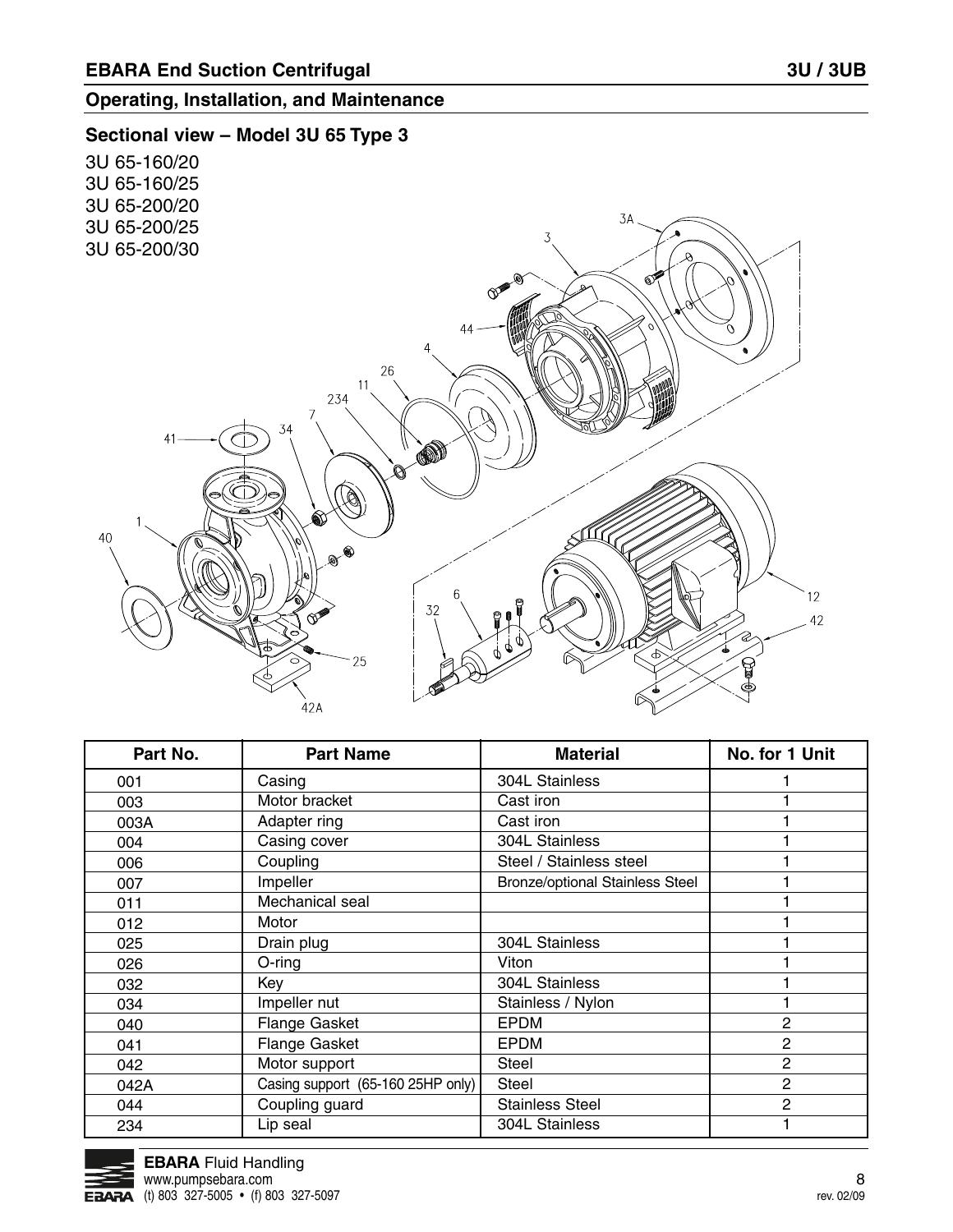## Sectional view – Model 3U 65 Type 3

3U 65-160/20
3U 65-160/25
3U 65-200/20
3U 65-200/25
3U 65-200/30

| Part No. | Part Name | Material | No. for 1 Unit |
|---|---|---|---|
| 001 | Casing | 304L Stainless | 1 |
| 003 | Motor bracket | Cast iron | 1 |
| 003A | Adapter ring | Cast iron | 1 |
| 004 | Casing cover | 304L Stainless | 1 |
| 006 | Coupling | Steel / Stainless steel | 1 |
| 007 | Impeller | Bronze/optional Stainless Steel | 1 |
| 011 | Mechanical seal | | 1 |
| 012 | Motor | | 1 |
| 025 | Drain plug | 304L Stainless | 1 |
| 026 | O-ring | Viton | 1 |
| 032 | Key | 304L Stainless | 1 |
| 034 | Impeller nut | Stainless / Nylon | 1 |
| 040 | Flange Gasket | EPDM | 2 |
| 041 | Flange Gasket | EPDM | 2 |
| 042 | Motor support | Steel | 2 |
| 042A | Casing support (65-160 25HP only) | Steel | 2 |
| 044 | Coupling guard | Stainless Steel | 2 |
| 234 | Lip seal | 304L Stainless | 1 |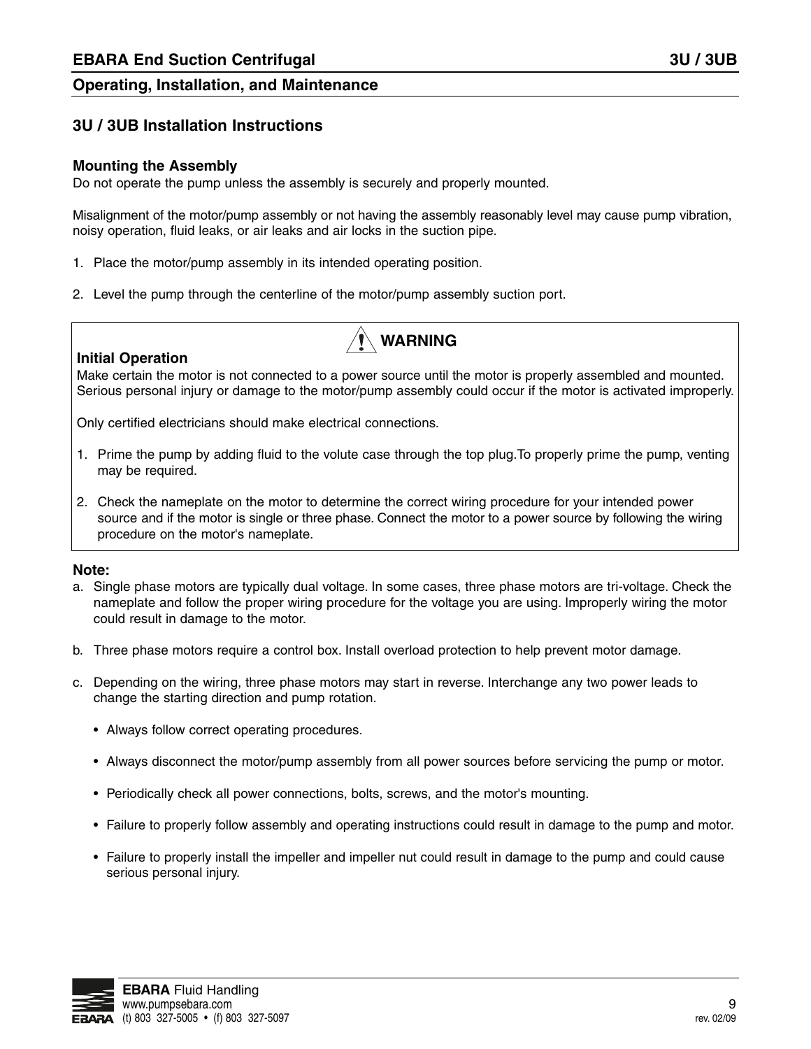## 3U / 3UB Installation Instructions

### Mounting the Assembly

Do not operate the pump unless the assembly is securely and properly mounted.

Misalignment of the motor/pump assembly or not having the assembly reasonably level may cause pump vibration, noisy operation, fluid leaks, or air leaks and air locks in the suction pipe.

1. Place the motor/pump assembly in its intended operating position.
2. Level the pump through the centerline of the motor/pump assembly suction port.

> **⚠ WARNING**
>
> **Initial Operation**
>
> Make certain the motor is not connected to a power source until the motor is properly assembled and mounted. Serious personal injury or damage to the motor/pump assembly could occur if the motor is activated improperly.
>
> Only certified electricians should make electrical connections.
>
> 1. Prime the pump by adding fluid to the volute case through the top plug.To properly prime the pump, venting may be required.
> 2. Check the nameplate on the motor to determine the correct wiring procedure for your intended power source and if the motor is single or three phase. Connect the motor to a power source by following the wiring procedure on the motor's nameplate.

**Note:**

a. Single phase motors are typically dual voltage. In some cases, three phase motors are tri-voltage. Check the nameplate and follow the proper wiring procedure for the voltage you are using. Improperly wiring the motor could result in damage to the motor.

b. Three phase motors require a control box. Install overload protection to help prevent motor damage.

c. Depending on the wiring, three phase motors may start in reverse. Interchange any two power leads to change the starting direction and pump rotation.

- Always follow correct operating procedures.
- Always disconnect the motor/pump assembly from all power sources before servicing the pump or motor.
- Periodically check all power connections, bolts, screws, and the motor's mounting.
- Failure to properly follow assembly and operating instructions could result in damage to the pump and motor.
- Failure to properly install the impeller and impeller nut could result in damage to the pump and could cause serious personal injury.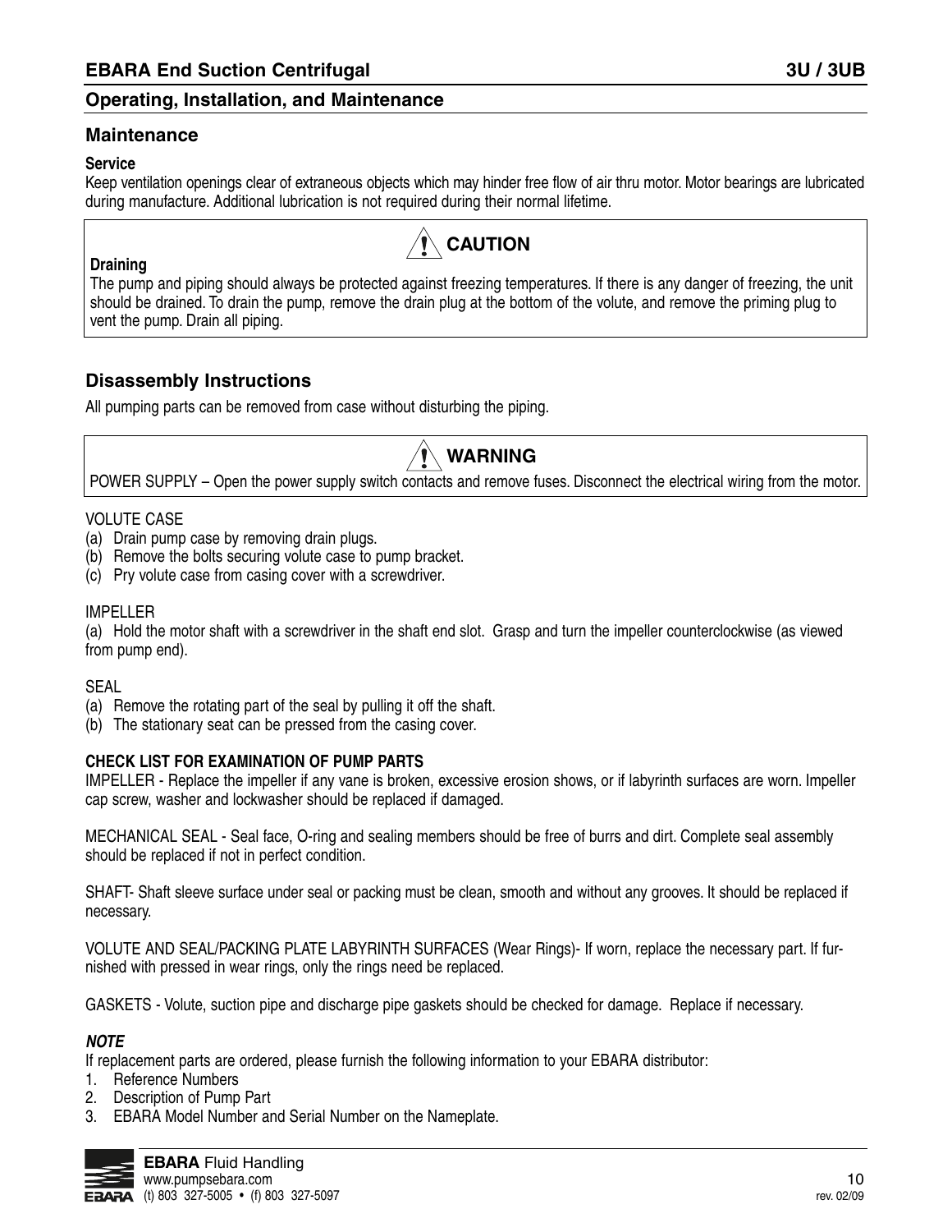## Maintenance

**Service**

Keep ventilation openings clear of extraneous objects which may hinder free flow of air thru motor. Motor bearings are lubricated during manufacture. Additional lubrication is not required during their normal lifetime.

**⚠ CAUTION**

**Draining**

The pump and piping should always be protected against freezing temperatures. If there is any danger of freezing, the unit should be drained. To drain the pump, remove the drain plug at the bottom of the volute, and remove the priming plug to vent the pump. Drain all piping.

## Disassembly Instructions

All pumping parts can be removed from case without disturbing the piping.

**⚠ WARNING**

POWER SUPPLY – Open the power supply switch contacts and remove fuses. Disconnect the electrical wiring from the motor.

VOLUTE CASE

(a) Drain pump case by removing drain plugs.
(b) Remove the bolts securing volute case to pump bracket.
(c) Pry volute case from casing cover with a screwdriver.

IMPELLER

(a) Hold the motor shaft with a screwdriver in the shaft end slot. Grasp and turn the impeller counterclockwise (as viewed from pump end).

SEAL

(a) Remove the rotating part of the seal by pulling it off the shaft.
(b) The stationary seat can be pressed from the casing cover.

**CHECK LIST FOR EXAMINATION OF PUMP PARTS**

IMPELLER - Replace the impeller if any vane is broken, excessive erosion shows, or if labyrinth surfaces are worn. Impeller cap screw, washer and lockwasher should be replaced if damaged.

MECHANICAL SEAL - Seal face, O-ring and sealing members should be free of burrs and dirt. Complete seal assembly should be replaced if not in perfect condition.

SHAFT- Shaft sleeve surface under seal or packing must be clean, smooth and without any grooves. It should be replaced if necessary.

VOLUTE AND SEAL/PACKING PLATE LABYRINTH SURFACES (Wear Rings)- If worn, replace the necessary part. If furnished with pressed in wear rings, only the rings need be replaced.

GASKETS - Volute, suction pipe and discharge pipe gaskets should be checked for damage. Replace if necessary.

***NOTE***

If replacement parts are ordered, please furnish the following information to your EBARA distributor:

1. Reference Numbers
2. Description of Pump Part
3. EBARA Model Number and Serial Number on the Nameplate.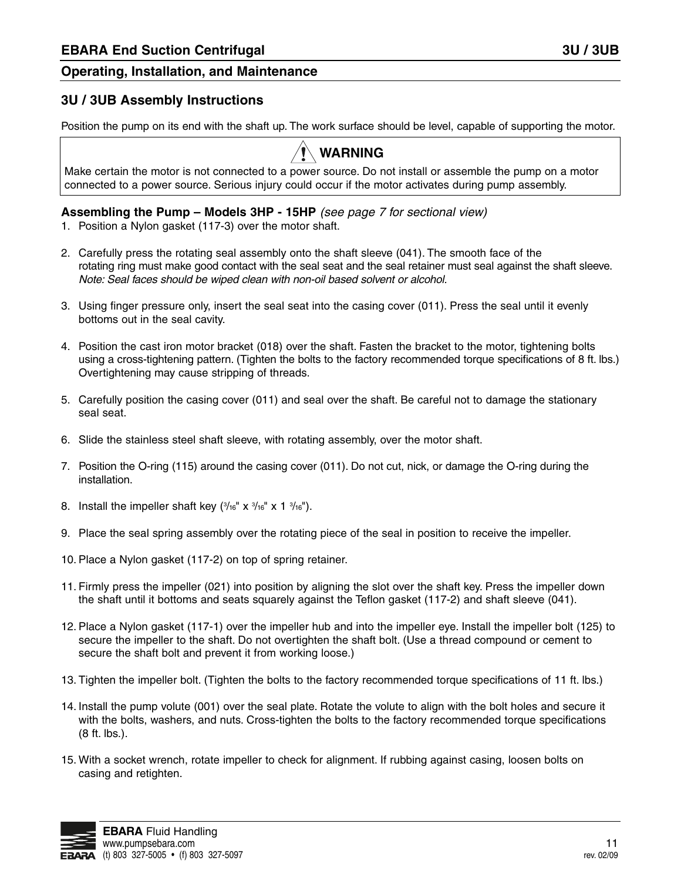## 3U / 3UB Assembly Instructions

Position the pump on its end with the shaft up. The work surface should be level, capable of supporting the motor.

> **⚠ WARNING**
>
> Make certain the motor is not connected to a power source. Do not install or assemble the pump on a motor connected to a power source. Serious injury could occur if the motor activates during pump assembly.

### Assembling the Pump – Models 3HP - 15HP *(see page 7 for sectional view)*

1. Position a Nylon gasket (117-3) over the motor shaft.
2. Carefully press the rotating seal assembly onto the shaft sleeve (041). The smooth face of the rotating ring must make good contact with the seal seat and the seal retainer must seal against the shaft sleeve. *Note: Seal faces should be wiped clean with non-oil based solvent or alcohol.*
3. Using finger pressure only, insert the seal seat into the casing cover (011). Press the seal until it evenly bottoms out in the seal cavity.
4. Position the cast iron motor bracket (018) over the shaft. Fasten the bracket to the motor, tightening bolts using a cross-tightening pattern. (Tighten the bolts to the factory recommended torque specifications of 8 ft. lbs.) Overtightening may cause stripping of threads.
5. Carefully position the casing cover (011) and seal over the shaft. Be careful not to damage the stationary seal seat.
6. Slide the stainless steel shaft sleeve, with rotating assembly, over the motor shaft.
7. Position the O-ring (115) around the casing cover (011). Do not cut, nick, or damage the O-ring during the installation.
8. Install the impeller shaft key (3/16" x 3/16" x 1 3/16").
9. Place the seal spring assembly over the rotating piece of the seal in position to receive the impeller.
10. Place a Nylon gasket (117-2) on top of spring retainer.
11. Firmly press the impeller (021) into position by aligning the slot over the shaft key. Press the impeller down the shaft until it bottoms and seats squarely against the Teflon gasket (117-2) and shaft sleeve (041).
12. Place a Nylon gasket (117-1) over the impeller hub and into the impeller eye. Install the impeller bolt (125) to secure the impeller to the shaft. Do not overtighten the shaft bolt. (Use a thread compound or cement to secure the shaft bolt and prevent it from working loose.)
13. Tighten the impeller bolt. (Tighten the bolts to the factory recommended torque specifications of 11 ft. lbs.)
14. Install the pump volute (001) over the seal plate. Rotate the volute to align with the bolt holes and secure it with the bolts, washers, and nuts. Cross-tighten the bolts to the factory recommended torque specifications (8 ft. lbs.).
15. With a socket wrench, rotate impeller to check for alignment. If rubbing against casing, loosen bolts on casing and retighten.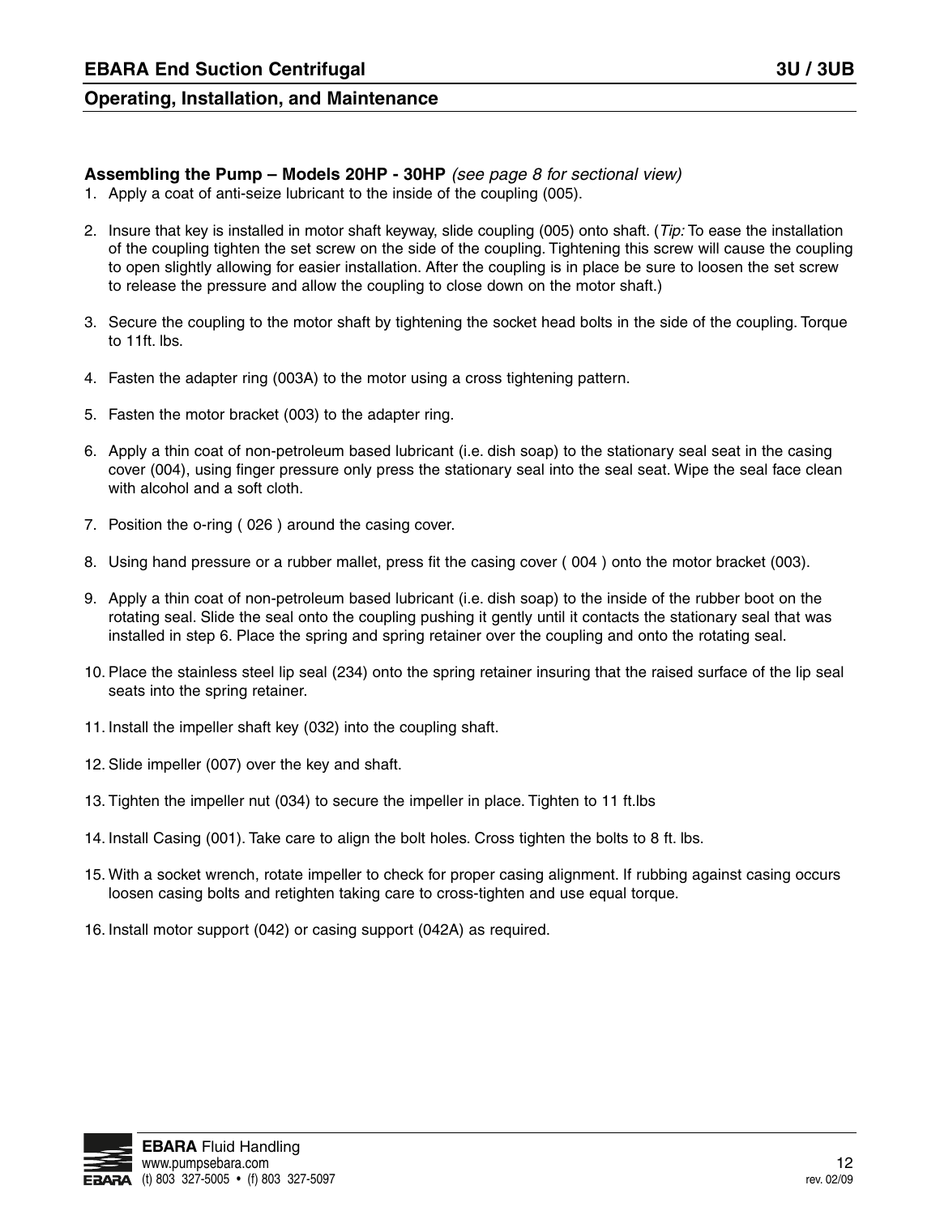### **Assembling the Pump – Models 20HP - 30HP** *(see page 8 for sectional view)*

1. Apply a coat of anti-seize lubricant to the inside of the coupling (005).

2. Insure that key is installed in motor shaft keyway, slide coupling (005) onto shaft. (*Tip:* To ease the installation of the coupling tighten the set screw on the side of the coupling. Tightening this screw will cause the coupling to open slightly allowing for easier installation. After the coupling is in place be sure to loosen the set screw to release the pressure and allow the coupling to close down on the motor shaft.)

3. Secure the coupling to the motor shaft by tightening the socket head bolts in the side of the coupling. Torque to 11ft. lbs.

4. Fasten the adapter ring (003A) to the motor using a cross tightening pattern.

5. Fasten the motor bracket (003) to the adapter ring.

6. Apply a thin coat of non-petroleum based lubricant (i.e. dish soap) to the stationary seal seat in the casing cover (004), using finger pressure only press the stationary seal into the seal seat. Wipe the seal face clean with alcohol and a soft cloth.

7. Position the o-ring ( 026 ) around the casing cover.

8. Using hand pressure or a rubber mallet, press fit the casing cover ( 004 ) onto the motor bracket (003).

9. Apply a thin coat of non-petroleum based lubricant (i.e. dish soap) to the inside of the rubber boot on the rotating seal. Slide the seal onto the coupling pushing it gently until it contacts the stationary seal that was installed in step 6. Place the spring and spring retainer over the coupling and onto the rotating seal.

10. Place the stainless steel lip seal (234) onto the spring retainer insuring that the raised surface of the lip seal seats into the spring retainer.

11. Install the impeller shaft key (032) into the coupling shaft.

12. Slide impeller (007) over the key and shaft.

13. Tighten the impeller nut (034) to secure the impeller in place. Tighten to 11 ft.lbs

14. Install Casing (001). Take care to align the bolt holes. Cross tighten the bolts to 8 ft. lbs.

15. With a socket wrench, rotate impeller to check for proper casing alignment. If rubbing against casing occurs loosen casing bolts and retighten taking care to cross-tighten and use equal torque.

16. Install motor support (042) or casing support (042A) as required.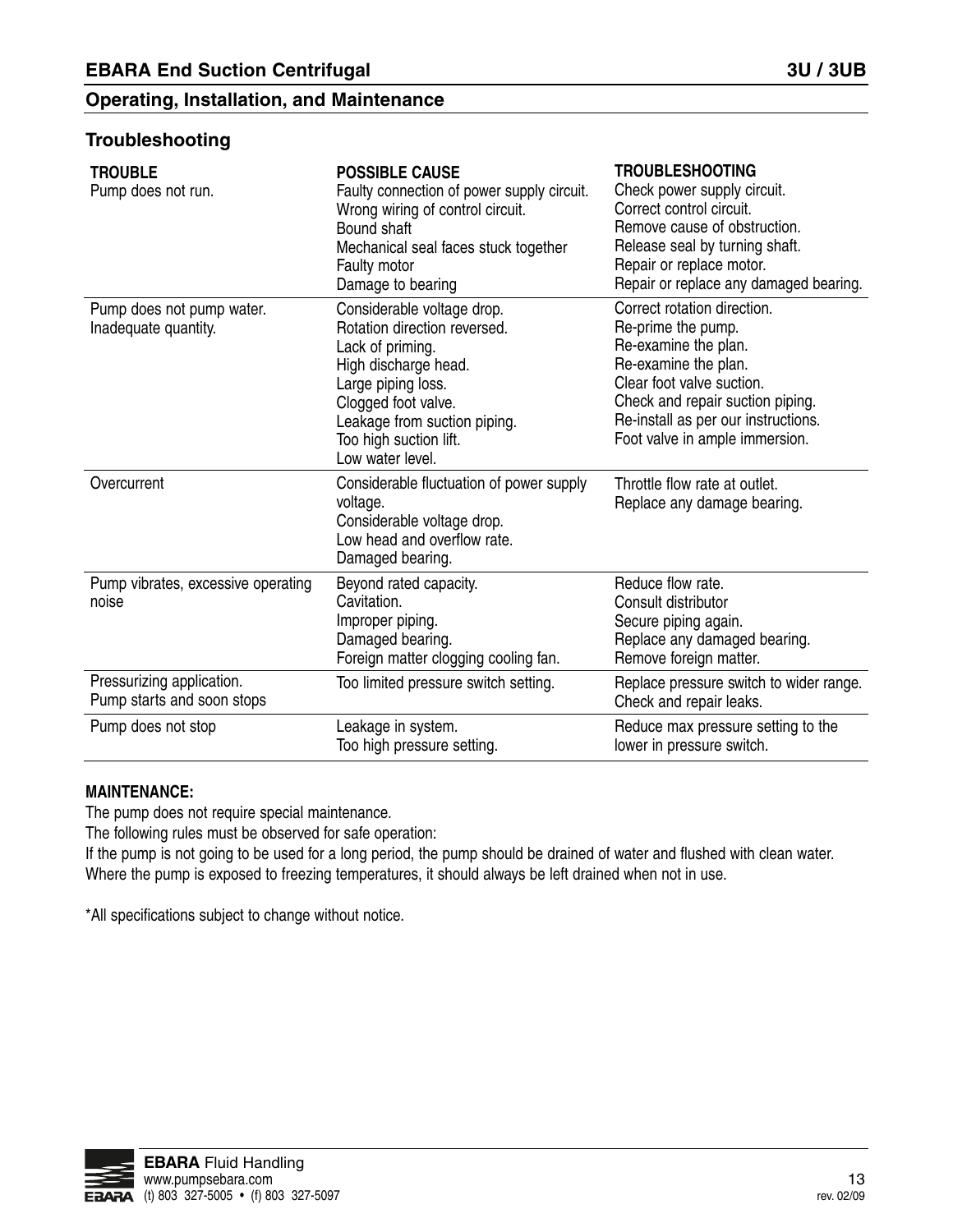## Troubleshooting

| TROUBLE | POSSIBLE CAUSE | TROUBLESHOOTING |
|---|---|---|
| Pump does not run. | Faulty connection of power supply circuit.<br>Wrong wiring of control circuit.<br>Bound shaft<br>Mechanical seal faces stuck together<br>Faulty motor<br>Damage to bearing | Check power supply circuit.<br>Correct control circuit.<br>Remove cause of obstruction.<br>Release seal by turning shaft.<br>Repair or replace motor.<br>Repair or replace any damaged bearing. |
| Pump does not pump water.<br>Inadequate quantity. | Considerable voltage drop.<br>Rotation direction reversed.<br>Lack of priming.<br>High discharge head.<br>Large piping loss.<br>Clogged foot valve.<br>Leakage from suction piping.<br>Too high suction lift.<br>Low water level. | Correct rotation direction.<br>Re-prime the pump.<br>Re-examine the plan.<br>Re-examine the plan.<br>Clear foot valve suction.<br>Check and repair suction piping.<br>Re-install as per our instructions.<br>Foot valve in ample immersion. |
| Overcurrent | Considerable fluctuation of power supply voltage.<br>Considerable voltage drop.<br>Low head and overflow rate.<br>Damaged bearing. | Throttle flow rate at outlet.<br>Replace any damage bearing. |
| Pump vibrates, excessive operating noise | Beyond rated capacity.<br>Cavitation.<br>Improper piping.<br>Damaged bearing.<br>Foreign matter clogging cooling fan. | Reduce flow rate.<br>Consult distributor<br>Secure piping again.<br>Replace any damaged bearing.<br>Remove foreign matter. |
| Pressurizing application.<br>Pump starts and soon stops | Too limited pressure switch setting. | Replace pressure switch to wider range.<br>Check and repair leaks. |
| Pump does not stop | Leakage in system.<br>Too high pressure setting. | Reduce max pressure setting to the lower in pressure switch. |

**MAINTENANCE:**

The pump does not require special maintenance.

The following rules must be observed for safe operation:

If the pump is not going to be used for a long period, the pump should be drained of water and flushed with clean water.
Where the pump is exposed to freezing temperatures, it should always be left drained when not in use.

*All specifications subject to change without notice.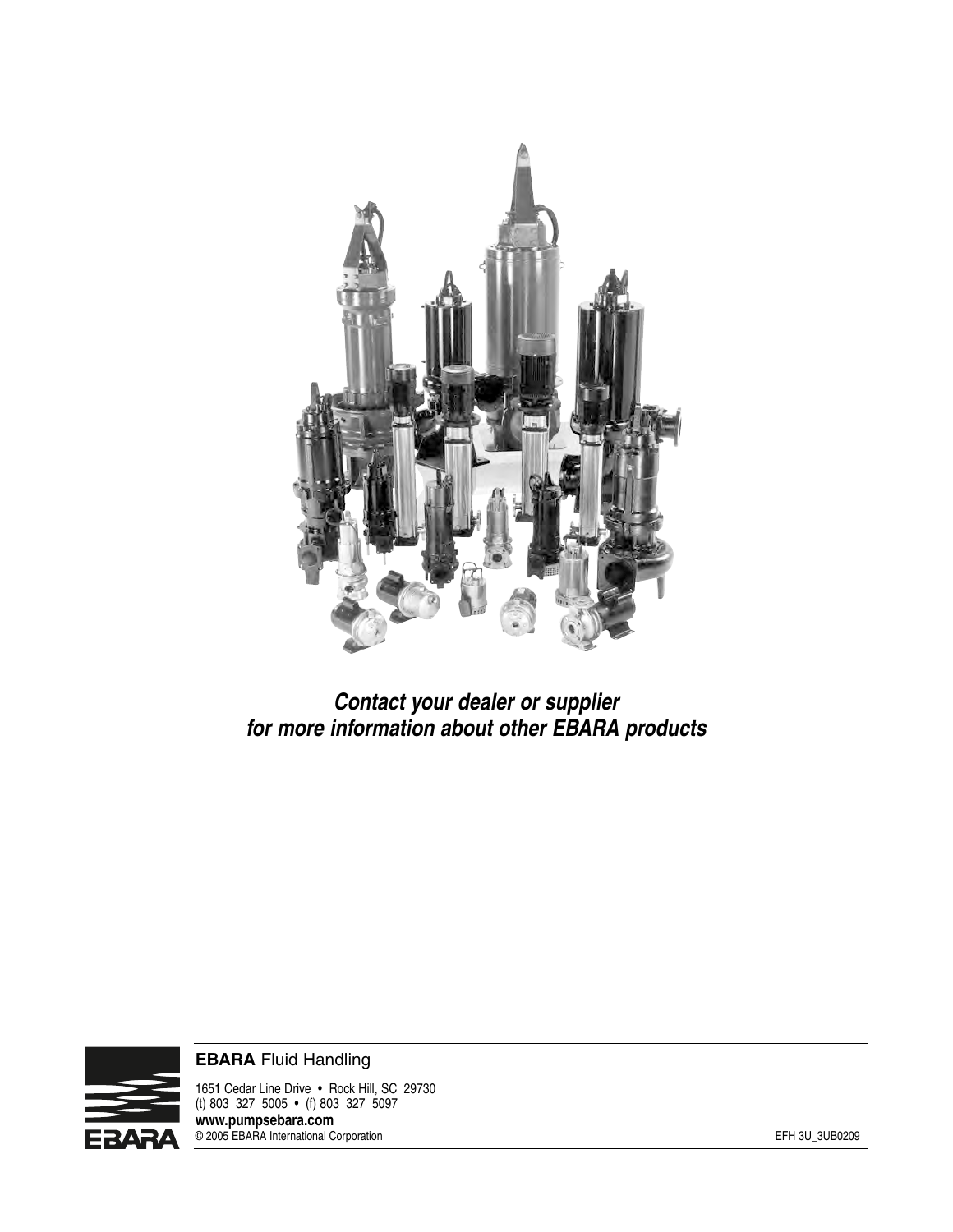***Contact your dealer or supplier***
***for more information about other EBARA products***

**EBARA** Fluid Handling

1651 Cedar Line Drive • Rock Hill, SC 29730
(t) 803 327 5005 • (f) 803 327 5097
**www.pumpsebara.com**
© 2005 EBARA International Corporation

EFH 3U_3UB0209